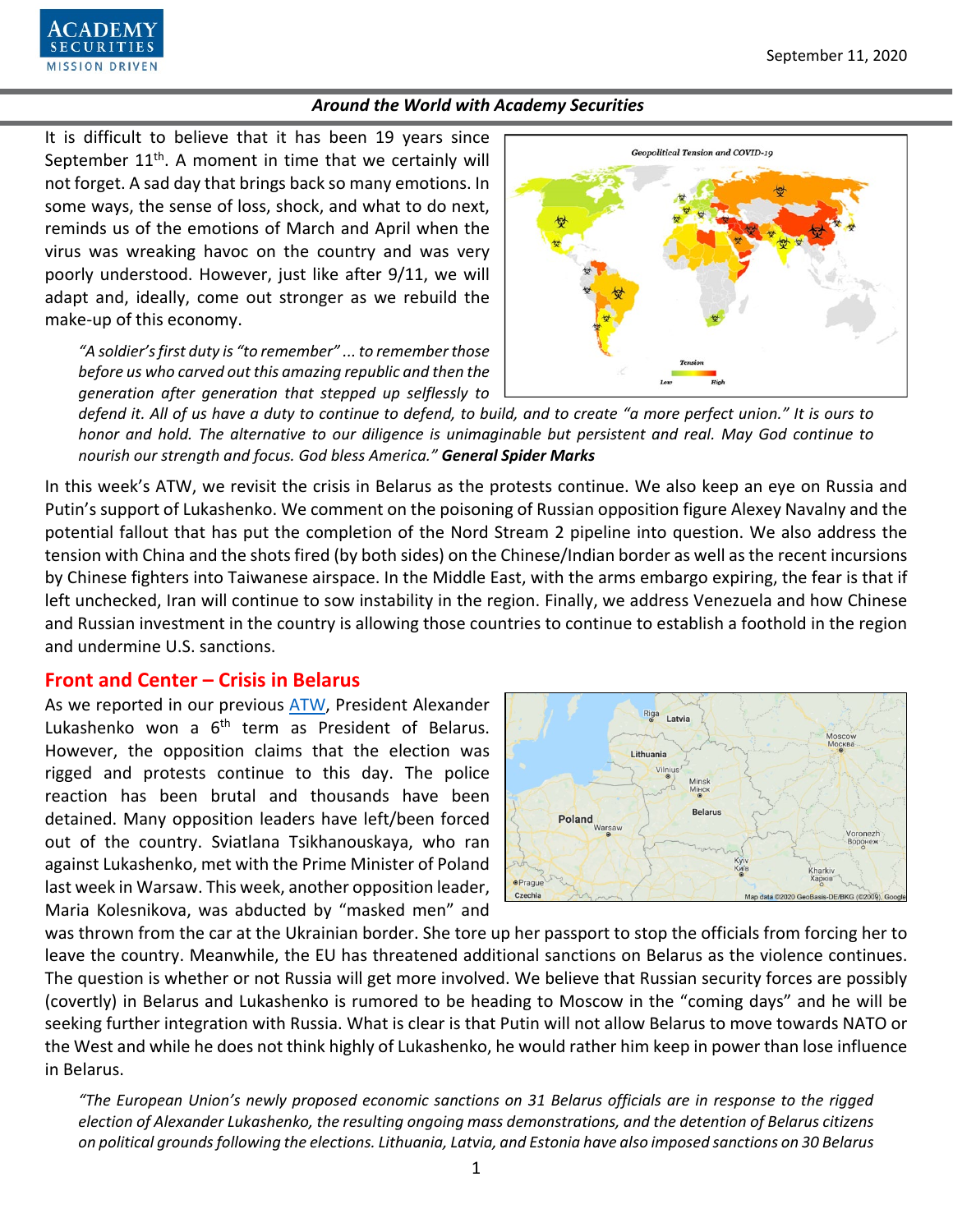September 11, 2020

## Around the World with Academy Securities

It is difficult to believe that it has been 19 years since September 11th. A moment in time that we certainly will not forget. A sad day that brings back so many emotions. In some ways, the sense of loss, shock, and what to do next, reminds us of the emotions of March and April when the virus was wreaking havoc on the country and was very poorly understood. However, just like after 9/11, we will adapt and, ideally, come out stronger as we rebuild the make-up of this economy.

> *"A soldier's first duty is "to remember" ... to remember those before us who carved out this amazing republic and then the generation after generation that stepped up selflessly to defend it. All of us have a duty to continue to defend, to build, and to create "a more perfect union." It is ours to honor and hold. The alternative to our diligence is unimaginable but persistent and real. May God continue to nourish our strength and focus. God bless America."* ***General Spider Marks***

In this week's ATW, we revisit the crisis in Belarus as the protests continue. We also keep an eye on Russia and Putin's support of Lukashenko. We comment on the poisoning of Russian opposition figure Alexey Navalny and the potential fallout that has put the completion of the Nord Stream 2 pipeline into question. We also address the tension with China and the shots fired (by both sides) on the Chinese/Indian border as well as the recent incursions by Chinese fighters into Taiwanese airspace. In the Middle East, with the arms embargo expiring, the fear is that if left unchecked, Iran will continue to sow instability in the region. Finally, we address Venezuela and how Chinese and Russian investment in the country is allowing those countries to continue to establish a foothold in the region and undermine U.S. sanctions.

## Front and Center – Crisis in Belarus

As we reported in our previous ATW, President Alexander Lukashenko won a 6th term as President of Belarus. However, the opposition claims that the election was rigged and protests continue to this day. The police reaction has been brutal and thousands have been detained. Many opposition leaders have left/been forced out of the country. Sviatlana Tsikhanouskaya, who ran against Lukashenko, met with the Prime Minister of Poland last week in Warsaw. This week, another opposition leader, Maria Kolesnikova, was abducted by "masked men" and was thrown from the car at the Ukrainian border. She tore up her passport to stop the officials from forcing her to leave the country. Meanwhile, the EU has threatened additional sanctions on Belarus as the violence continues. The question is whether or not Russia will get more involved. We believe that Russian security forces are possibly (covertly) in Belarus and Lukashenko is rumored to be heading to Moscow in the "coming days" and he will be seeking further integration with Russia. What is clear is that Putin will not allow Belarus to move towards NATO or the West and while he does not think highly of Lukashenko, he would rather him keep in power than lose influence in Belarus.

> *"The European Union's newly proposed economic sanctions on 31 Belarus officials are in response to the rigged election of Alexander Lukashenko, the resulting ongoing mass demonstrations, and the detention of Belarus citizens on political grounds following the elections. Lithuania, Latvia, and Estonia have also imposed sanctions on 30 Belarus*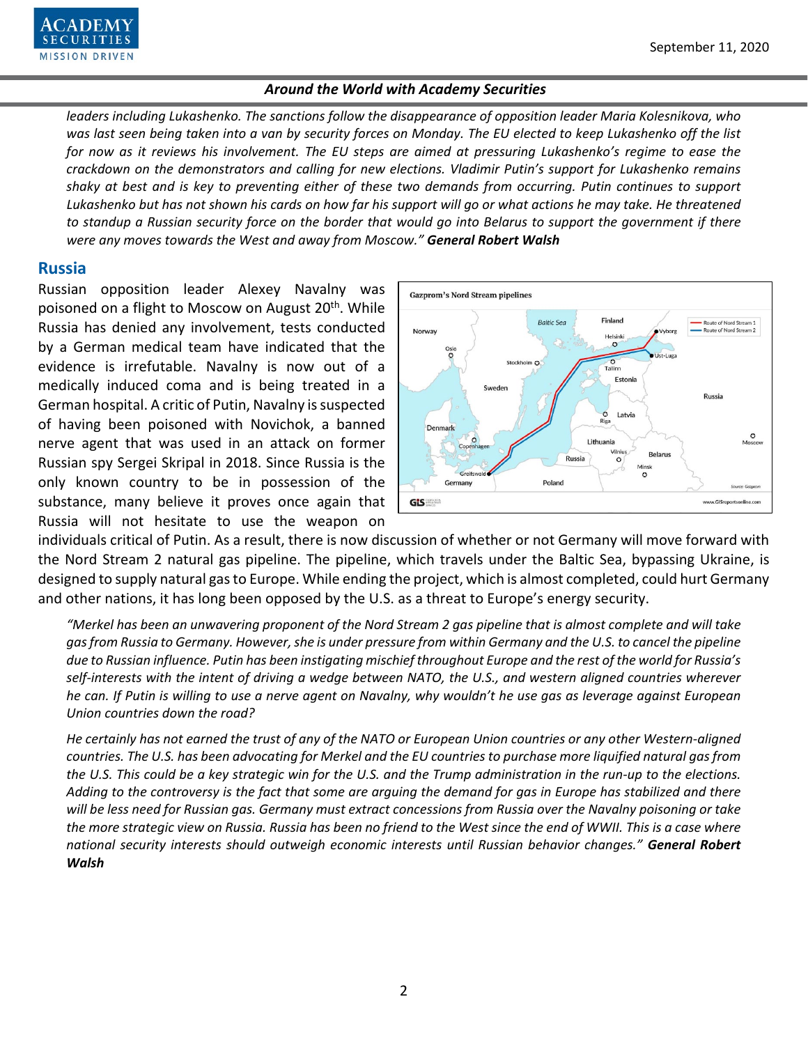*leaders including Lukashenko. The sanctions follow the disappearance of opposition leader Maria Kolesnikova, who was last seen being taken into a van by security forces on Monday. The EU elected to keep Lukashenko off the list for now as it reviews his involvement. The EU steps are aimed at pressuring Lukashenko's regime to ease the crackdown on the demonstrators and calling for new elections. Vladimir Putin's support for Lukashenko remains shaky at best and is key to preventing either of these two demands from occurring. Putin continues to support Lukashenko but has not shown his cards on how far his support will go or what actions he may take. He threatened to standup a Russian security force on the border that would go into Belarus to support the government if there were any moves towards the West and away from Moscow."* ***General Robert Walsh***

## Russia

Russian opposition leader Alexey Navalny was poisoned on a flight to Moscow on August 20th. While Russia has denied any involvement, tests conducted by a German medical team have indicated that the evidence is irrefutable. Navalny is now out of a medically induced coma and is being treated in a German hospital. A critic of Putin, Navalny is suspected of having been poisoned with Novichok, a banned nerve agent that was used in an attack on former Russian spy Sergei Skripal in 2018. Since Russia is the only known country to be in possession of the substance, many believe it proves once again that Russia will not hesitate to use the weapon on individuals critical of Putin. As a result, there is now discussion of whether or not Germany will move forward with the Nord Stream 2 natural gas pipeline. The pipeline, which travels under the Baltic Sea, bypassing Ukraine, is designed to supply natural gas to Europe. While ending the project, which is almost completed, could hurt Germany and other nations, it has long been opposed by the U.S. as a threat to Europe's energy security.

*"Merkel has been an unwavering proponent of the Nord Stream 2 gas pipeline that is almost complete and will take gas from Russia to Germany. However, she is under pressure from within Germany and the U.S. to cancel the pipeline due to Russian influence. Putin has been instigating mischief throughout Europe and the rest of the world for Russia's self-interests with the intent of driving a wedge between NATO, the U.S., and western aligned countries wherever he can. If Putin is willing to use a nerve agent on Navalny, why wouldn't he use gas as leverage against European Union countries down the road?*

*He certainly has not earned the trust of any of the NATO or European Union countries or any other Western-aligned countries. The U.S. has been advocating for Merkel and the EU countries to purchase more liquified natural gas from the U.S. This could be a key strategic win for the U.S. and the Trump administration in the run-up to the elections. Adding to the controversy is the fact that some are arguing the demand for gas in Europe has stabilized and there will be less need for Russian gas. Germany must extract concessions from Russia over the Navalny poisoning or take the more strategic view on Russia. Russia has been no friend to the West since the end of WWII. This is a case where national security interests should outweigh economic interests until Russian behavior changes."* ***General Robert Walsh***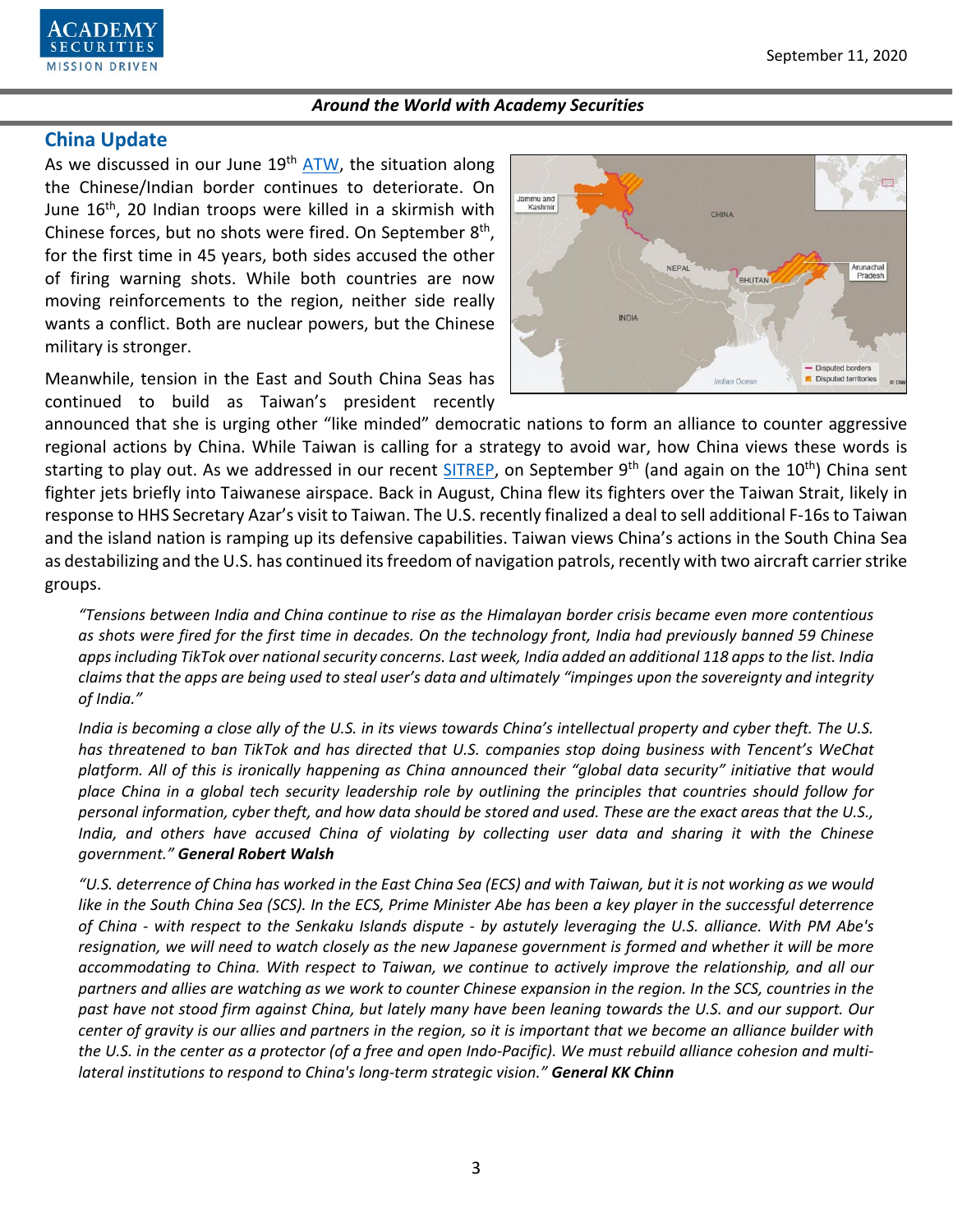## China Update

As we discussed in our June 19th ATW, the situation along the Chinese/Indian border continues to deteriorate. On June 16th, 20 Indian troops were killed in a skirmish with Chinese forces, but no shots were fired. On September 8th, for the first time in 45 years, both sides accused the other of firing warning shots. While both countries are now moving reinforcements to the region, neither side really wants a conflict. Both are nuclear powers, but the Chinese military is stronger.

Meanwhile, tension in the East and South China Seas has continued to build as Taiwan's president recently announced that she is urging other "like minded" democratic nations to form an alliance to counter aggressive regional actions by China. While Taiwan is calling for a strategy to avoid war, how China views these words is starting to play out. As we addressed in our recent SITREP, on September 9th (and again on the 10th) China sent fighter jets briefly into Taiwanese airspace. Back in August, China flew its fighters over the Taiwan Strait, likely in response to HHS Secretary Azar's visit to Taiwan. The U.S. recently finalized a deal to sell additional F-16s to Taiwan and the island nation is ramping up its defensive capabilities. Taiwan views China's actions in the South China Sea as destabilizing and the U.S. has continued its freedom of navigation patrols, recently with two aircraft carrier strike groups.

*"Tensions between India and China continue to rise as the Himalayan border crisis became even more contentious as shots were fired for the first time in decades. On the technology front, India had previously banned 59 Chinese apps including TikTok over national security concerns. Last week, India added an additional 118 apps to the list. India claims that the apps are being used to steal user's data and ultimately "impinges upon the sovereignty and integrity of India."*

*India is becoming a close ally of the U.S. in its views towards China's intellectual property and cyber theft. The U.S. has threatened to ban TikTok and has directed that U.S. companies stop doing business with Tencent's WeChat platform. All of this is ironically happening as China announced their "global data security" initiative that would place China in a global tech security leadership role by outlining the principles that countries should follow for personal information, cyber theft, and how data should be stored and used. These are the exact areas that the U.S., India, and others have accused China of violating by collecting user data and sharing it with the Chinese government."* ***General Robert Walsh***

*"U.S. deterrence of China has worked in the East China Sea (ECS) and with Taiwan, but it is not working as we would like in the South China Sea (SCS). In the ECS, Prime Minister Abe has been a key player in the successful deterrence of China - with respect to the Senkaku Islands dispute - by astutely leveraging the U.S. alliance. With PM Abe's resignation, we will need to watch closely as the new Japanese government is formed and whether it will be more accommodating to China. With respect to Taiwan, we continue to actively improve the relationship, and all our partners and allies are watching as we work to counter Chinese expansion in the region. In the SCS, countries in the past have not stood firm against China, but lately many have been leaning towards the U.S. and our support. Our center of gravity is our allies and partners in the region, so it is important that we become an alliance builder with the U.S. in the center as a protector (of a free and open Indo-Pacific). We must rebuild alliance cohesion and multi-lateral institutions to respond to China's long-term strategic vision."* ***General KK Chinn***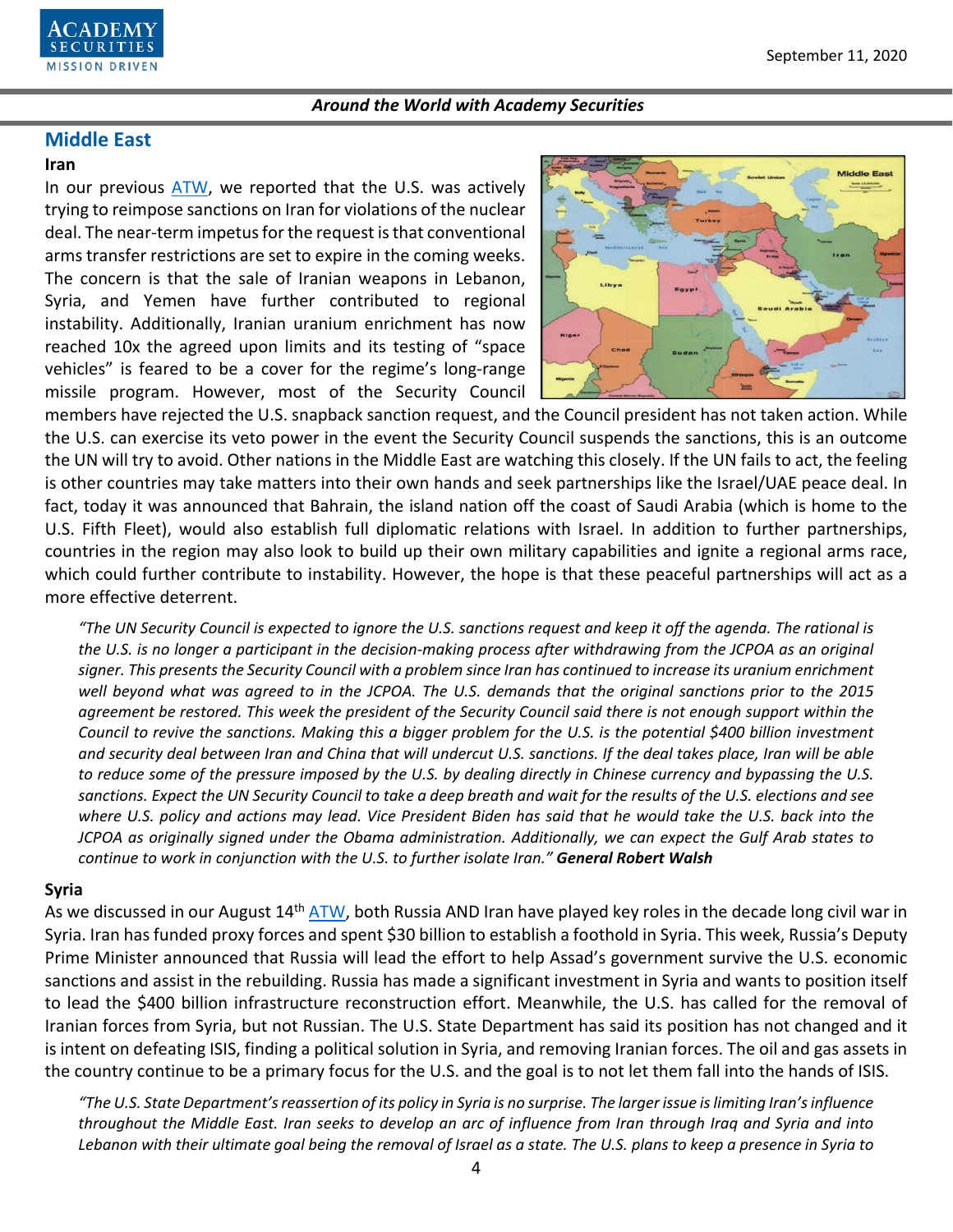## Middle East

### Iran

In our previous ATW, we reported that the U.S. was actively trying to reimpose sanctions on Iran for violations of the nuclear deal. The near-term impetus for the request is that conventional arms transfer restrictions are set to expire in the coming weeks. The concern is that the sale of Iranian weapons in Lebanon, Syria, and Yemen have further contributed to regional instability. Additionally, Iranian uranium enrichment has now reached 10x the agreed upon limits and its testing of "space vehicles" is feared to be a cover for the regime's long-range missile program. However, most of the Security Council members have rejected the U.S. snapback sanction request, and the Council president has not taken action. While the U.S. can exercise its veto power in the event the Security Council suspends the sanctions, this is an outcome the UN will try to avoid. Other nations in the Middle East are watching this closely. If the UN fails to act, the feeling is other countries may take matters into their own hands and seek partnerships like the Israel/UAE peace deal. In fact, today it was announced that Bahrain, the island nation off the coast of Saudi Arabia (which is home to the U.S. Fifth Fleet), would also establish full diplomatic relations with Israel. In addition to further partnerships, countries in the region may also look to build up their own military capabilities and ignite a regional arms race, which could further contribute to instability. However, the hope is that these peaceful partnerships will act as a more effective deterrent.

*"The UN Security Council is expected to ignore the U.S. sanctions request and keep it off the agenda. The rational is the U.S. is no longer a participant in the decision-making process after withdrawing from the JCPOA as an original signer. This presents the Security Council with a problem since Iran has continued to increase its uranium enrichment well beyond what was agreed to in the JCPOA. The U.S. demands that the original sanctions prior to the 2015 agreement be restored. This week the president of the Security Council said there is not enough support within the Council to revive the sanctions. Making this a bigger problem for the U.S. is the potential $400 billion investment and security deal between Iran and China that will undercut U.S. sanctions. If the deal takes place, Iran will be able to reduce some of the pressure imposed by the U.S. by dealing directly in Chinese currency and bypassing the U.S. sanctions. Expect the UN Security Council to take a deep breath and wait for the results of the U.S. elections and see where U.S. policy and actions may lead. Vice President Biden has said that he would take the U.S. back into the JCPOA as originally signed under the Obama administration. Additionally, we can expect the Gulf Arab states to continue to work in conjunction with the U.S. to further isolate Iran."* ***General Robert Walsh***

### Syria

As we discussed in our August 14th ATW, both Russia AND Iran have played key roles in the decade long civil war in Syria. Iran has funded proxy forces and spent $30 billion to establish a foothold in Syria. This week, Russia's Deputy Prime Minister announced that Russia will lead the effort to help Assad's government survive the U.S. economic sanctions and assist in the rebuilding. Russia has made a significant investment in Syria and wants to position itself to lead the $400 billion infrastructure reconstruction effort. Meanwhile, the U.S. has called for the removal of Iranian forces from Syria, but not Russian. The U.S. State Department has said its position has not changed and it is intent on defeating ISIS, finding a political solution in Syria, and removing Iranian forces. The oil and gas assets in the country continue to be a primary focus for the U.S. and the goal is to not let them fall into the hands of ISIS.

*"The U.S. State Department's reassertion of its policy in Syria is no surprise. The larger issue is limiting Iran's influence throughout the Middle East. Iran seeks to develop an arc of influence from Iran through Iraq and Syria and into Lebanon with their ultimate goal being the removal of Israel as a state. The U.S. plans to keep a presence in Syria to*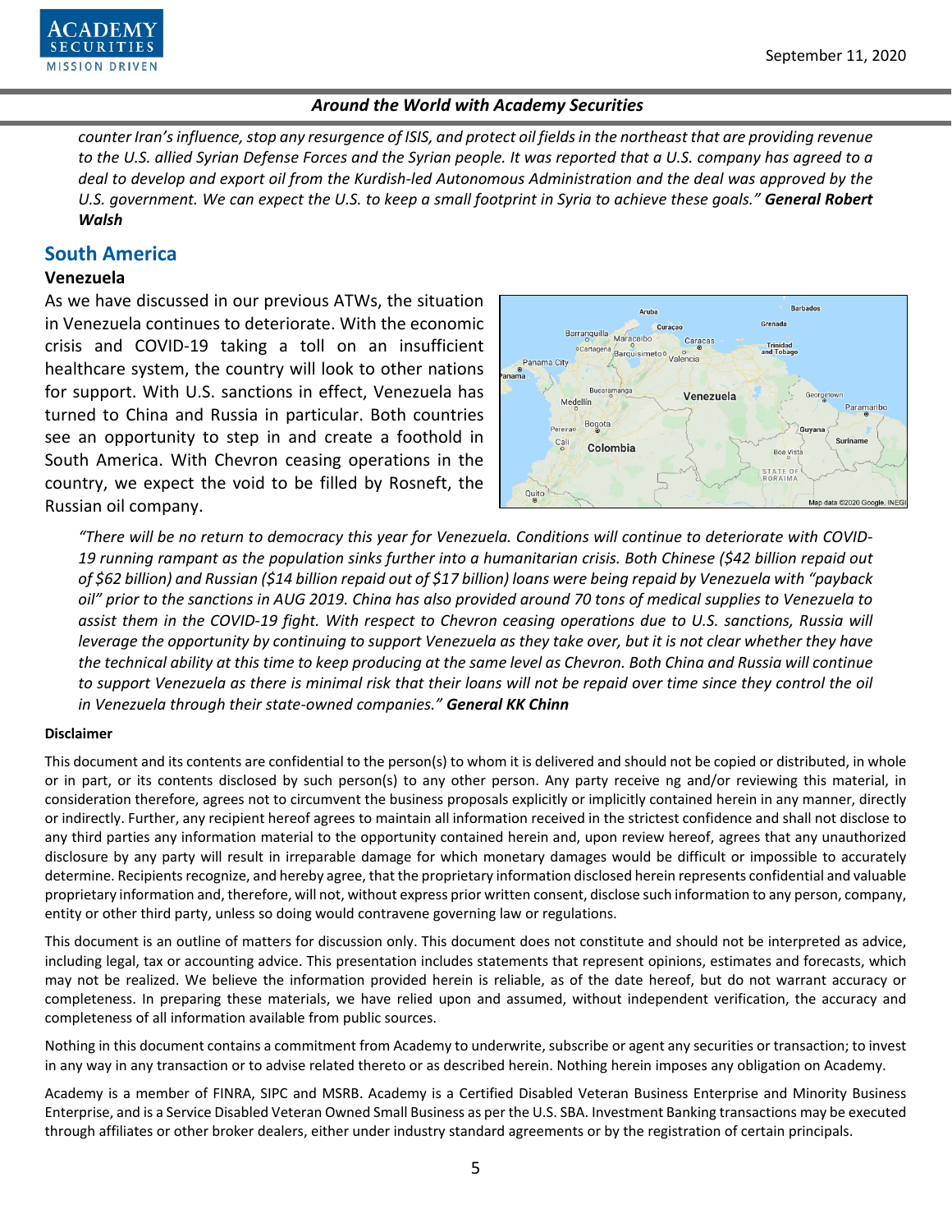*counter Iran's influence, stop any resurgence of ISIS, and protect oil fields in the northeast that are providing revenue to the U.S. allied Syrian Defense Forces and the Syrian people. It was reported that a U.S. company has agreed to a deal to develop and export oil from the Kurdish-led Autonomous Administration and the deal was approved by the U.S. government. We can expect the U.S. to keep a small footprint in Syria to achieve these goals."* ***General Robert Walsh***

## South America

### Venezuela

As we have discussed in our previous ATWs, the situation in Venezuela continues to deteriorate. With the economic crisis and COVID-19 taking a toll on an insufficient healthcare system, the country will look to other nations for support. With U.S. sanctions in effect, Venezuela has turned to China and Russia in particular. Both countries see an opportunity to step in and create a foothold in South America. With Chevron ceasing operations in the country, we expect the void to be filled by Rosneft, the Russian oil company.

*"There will be no return to democracy this year for Venezuela. Conditions will continue to deteriorate with COVID-19 running rampant as the population sinks further into a humanitarian crisis. Both Chinese ($42 billion repaid out of $62 billion) and Russian ($14 billion repaid out of $17 billion) loans were being repaid by Venezuela with "payback oil" prior to the sanctions in AUG 2019. China has also provided around 70 tons of medical supplies to Venezuela to assist them in the COVID-19 fight. With respect to Chevron ceasing operations due to U.S. sanctions, Russia will leverage the opportunity by continuing to support Venezuela as they take over, but it is not clear whether they have the technical ability at this time to keep producing at the same level as Chevron. Both China and Russia will continue to support Venezuela as there is minimal risk that their loans will not be repaid over time since they control the oil in Venezuela through their state-owned companies."* ***General KK Chinn***

**Disclaimer**

This document and its contents are confidential to the person(s) to whom it is delivered and should not be copied or distributed, in whole or in part, or its contents disclosed by such person(s) to any other person. Any party receive ng and/or reviewing this material, in consideration therefore, agrees not to circumvent the business proposals explicitly or implicitly contained herein in any manner, directly or indirectly. Further, any recipient hereof agrees to maintain all information received in the strictest confidence and shall not disclose to any third parties any information material to the opportunity contained herein and, upon review hereof, agrees that any unauthorized disclosure by any party will result in irreparable damage for which monetary damages would be difficult or impossible to accurately determine. Recipients recognize, and hereby agree, that the proprietary information disclosed herein represents confidential and valuable proprietary information and, therefore, will not, without express prior written consent, disclose such information to any person, company, entity or other third party, unless so doing would contravene governing law or regulations.

This document is an outline of matters for discussion only. This document does not constitute and should not be interpreted as advice, including legal, tax or accounting advice. This presentation includes statements that represent opinions, estimates and forecasts, which may not be realized. We believe the information provided herein is reliable, as of the date hereof, but do not warrant accuracy or completeness. In preparing these materials, we have relied upon and assumed, without independent verification, the accuracy and completeness of all information available from public sources.

Nothing in this document contains a commitment from Academy to underwrite, subscribe or agent any securities or transaction; to invest in any way in any transaction or to advise related thereto or as described herein. Nothing herein imposes any obligation on Academy.

Academy is a member of FINRA, SIPC and MSRB. Academy is a Certified Disabled Veteran Business Enterprise and Minority Business Enterprise, and is a Service Disabled Veteran Owned Small Business as per the U.S. SBA. Investment Banking transactions may be executed through affiliates or other broker dealers, either under industry standard agreements or by the registration of certain principals.